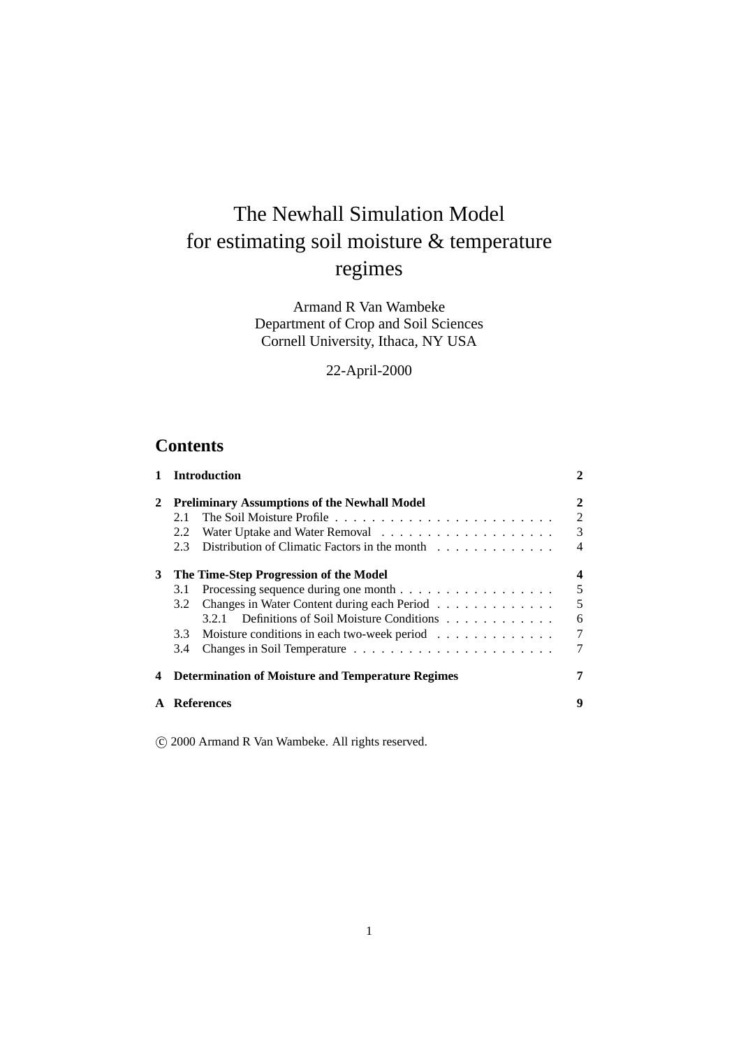# The Newhall Simulation Model for estimating soil moisture & temperature regimes

Armand R Van Wambeke
Department of Crop and Soil Sciences
Cornell University, Ithaca, NY USA

22-April-2000

## Contents

**1 Introduction** **2**

**2 Preliminary Assumptions of the Newhall Model** **2**
- 2.1 The Soil Moisture Profile . . . . . . . . . . . . . . . . . . . . . . . . 2
- 2.2 Water Uptake and Water Removal . . . . . . . . . . . . . . . . . . . 3
- 2.3 Distribution of Climatic Factors in the month . . . . . . . . . . . . . 4

**3 The Time-Step Progression of the Model** **4**
- 3.1 Processing sequence during one month . . . . . . . . . . . . . . . . . 5
- 3.2 Changes in Water Content during each Period . . . . . . . . . . . . . 5
  - 3.2.1 Definitions of Soil Moisture Conditions . . . . . . . . . . . . 6
- 3.3 Moisture conditions in each two-week period . . . . . . . . . . . . . 7
- 3.4 Changes in Soil Temperature . . . . . . . . . . . . . . . . . . . . . . 7

**4 Determination of Moisture and Temperature Regimes** **7**

**A References** **9**

© 2000 Armand R Van Wambeke. All rights reserved.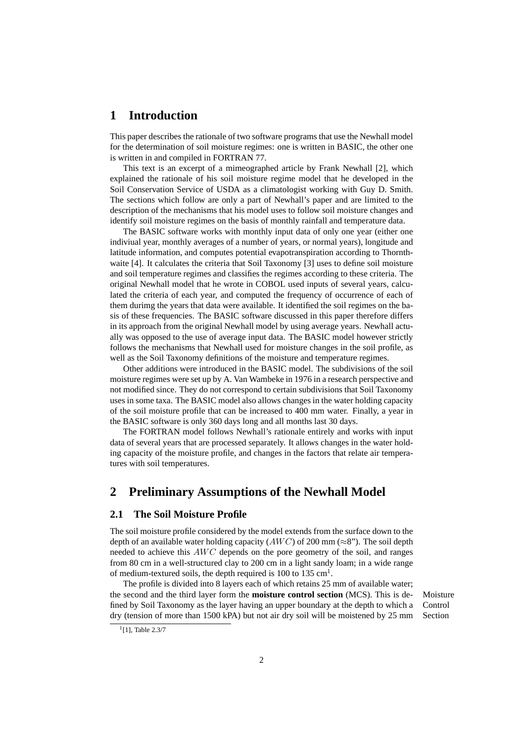# 1 Introduction

This paper describes the rationale of two software programs that use the Newhall model for the determination of soil moisture regimes: one is written in BASIC, the other one is written in and compiled in FORTRAN 77.

This text is an excerpt of a mimeographed article by Frank Newhall [2], which explained the rationale of his soil moisture regime model that he developed in the Soil Conservation Service of USDA as a climatologist working with Guy D. Smith. The sections which follow are only a part of Newhall's paper and are limited to the description of the mechanisms that his model uses to follow soil moisture changes and identify soil moisture regimes on the basis of monthly rainfall and temperature data.

The BASIC software works with monthly input data of only one year (either one indiviual year, monthly averages of a number of years, or normal years), longitude and latitude information, and computes potential evapotranspiration according to Thornthwaite [4]. It calculates the criteria that Soil Taxonomy [3] uses to define soil moisture and soil temperature regimes and classifies the regimes according to these criteria. The original Newhall model that he wrote in COBOL used inputs of several years, calculated the criteria of each year, and computed the frequency of occurrence of each of them durimg the years that data were available. It identified the soil regimes on the basis of these frequencies. The BASIC software discussed in this paper therefore differs in its approach from the original Newhall model by using average years. Newhall actually was opposed to the use of average input data. The BASIC model however strictly follows the mechanisms that Newhall used for moisture changes in the soil profile, as well as the Soil Taxonomy definitions of the moisture and temperature regimes.

Other additions were introduced in the BASIC model. The subdivisions of the soil moisture regimes were set up by A. Van Wambeke in 1976 in a research perspective and not modified since. They do not correspond to certain subdivisions that Soil Taxonomy uses in some taxa. The BASIC model also allows changes in the water holding capacity of the soil moisture profile that can be increased to 400 mm water. Finally, a year in the BASIC software is only 360 days long and all months last 30 days.

The FORTRAN model follows Newhall's rationale entirely and works with input data of several years that are processed separately. It allows changes in the water holding capacity of the moisture profile, and changes in the factors that relate air temperatures with soil temperatures.

# 2 Preliminary Assumptions of the Newhall Model

## 2.1 The Soil Moisture Profile

The soil moisture profile considered by the model extends from the surface down to the depth of an available water holding capacity ($AWC$) of 200 mm (≈8"). The soil depth needed to achieve this $AWC$ depends on the pore geometry of the soil, and ranges from 80 cm in a well-structured clay to 200 cm in a light sandy loam; in a wide range of medium-textured soils, the depth required is 100 to 135 cm[1].

The profile is divided into 8 layers each of which retains 25 mm of available water; the second and the third layer form the **moisture control section** (MCS). This is defined by Soil Taxonomy as the layer having an upper boundary at the depth to which a dry (tension of more than 1500 kPA) but not air dry soil will be moistened by 25 mm

Moisture Control Section

[1] [1], Table 2.3/7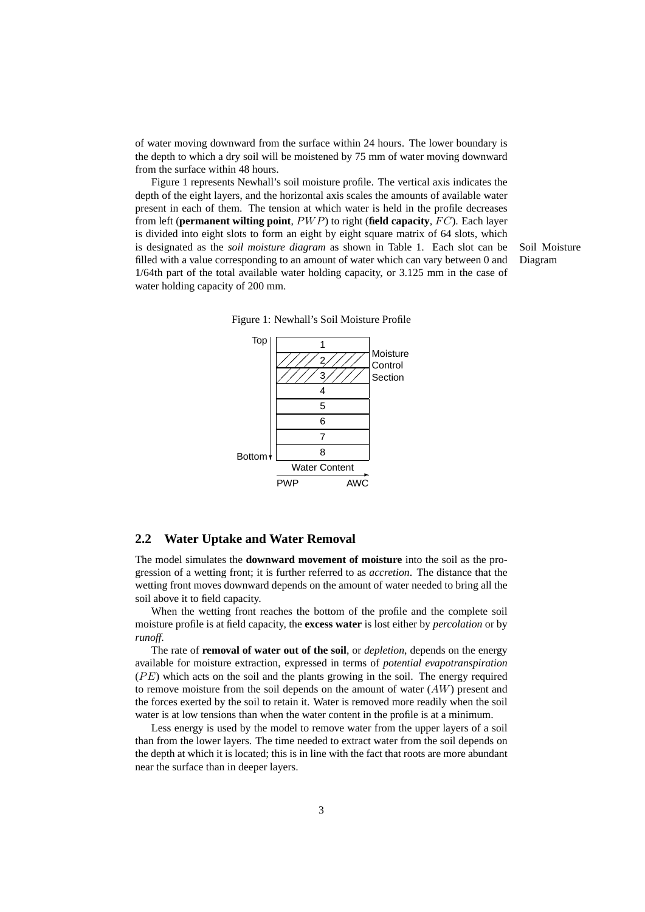of water moving downward from the surface within 24 hours. The lower boundary is the depth to which a dry soil will be moistened by 75 mm of water moving downward from the surface within 48 hours.

Figure 1 represents Newhall's soil moisture profile. The vertical axis indicates the depth of the eight layers, and the horizontal axis scales the amounts of available water present in each of them. The tension at which water is held in the profile decreases from left (**permanent wilting point**, $PWP$) to right (**field capacity**, $FC$). Each layer is divided into eight slots to form an eight by eight square matrix of 64 slots, which is designated as the *soil moisture diagram* as shown in Table 1. Each slot can be filled with a value corresponding to an amount of water which can vary between 0 and 1/64th part of the total available water holding capacity, or 3.125 mm in the case of water holding capacity of 200 mm.

Soil Moisture Diagram

Figure 1: Newhall's Soil Moisture Profile

## 2.2 Water Uptake and Water Removal

The model simulates the **downward movement of moisture** into the soil as the progression of a wetting front; it is further referred to as *accretion*. The distance that the wetting front moves downward depends on the amount of water needed to bring all the soil above it to field capacity.

When the wetting front reaches the bottom of the profile and the complete soil moisture profile is at field capacity, the **excess water** is lost either by *percolation* or by *runoff*.

The rate of **removal of water out of the soil**, or *depletion*, depends on the energy available for moisture extraction, expressed in terms of *potential evapotranspiration* ($PE$) which acts on the soil and the plants growing in the soil. The energy required to remove moisture from the soil depends on the amount of water ($AW$) present and the forces exerted by the soil to retain it. Water is removed more readily when the soil water is at low tensions than when the water content in the profile is at a minimum.

Less energy is used by the model to remove water from the upper layers of a soil than from the lower layers. The time needed to extract water from the soil depends on the depth at which it is located; this is in line with the fact that roots are more abundant near the surface than in deeper layers.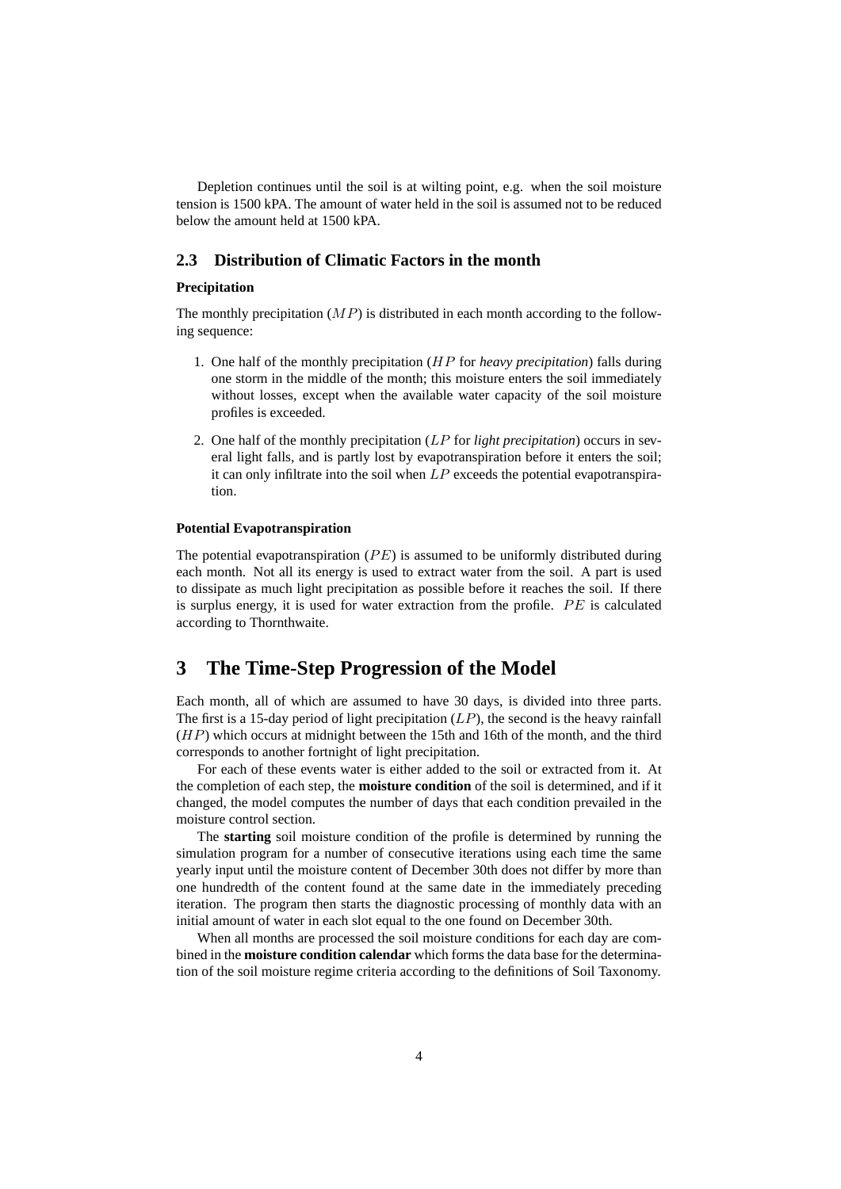Depletion continues until the soil is at wilting point, e.g. when the soil moisture tension is 1500 kPA. The amount of water held in the soil is assumed not to be reduced below the amount held at 1500 kPA.

### 2.3 Distribution of Climatic Factors in the month

#### Precipitation

The monthly precipitation ($MP$) is distributed in each month according to the following sequence:

1. One half of the monthly precipitation ($HP$ for *heavy precipitation*) falls during one storm in the middle of the month; this moisture enters the soil immediately without losses, except when the available water capacity of the soil moisture profiles is exceeded.
2. One half of the monthly precipitation ($LP$ for *light precipitation*) occurs in several light falls, and is partly lost by evapotranspiration before it enters the soil; it can only infiltrate into the soil when $LP$ exceeds the potential evapotranspiration.

#### Potential Evapotranspiration

The potential evapotranspiration ($PE$) is assumed to be uniformly distributed during each month. Not all its energy is used to extract water from the soil. A part is used to dissipate as much light precipitation as possible before it reaches the soil. If there is surplus energy, it is used for water extraction from the profile. $PE$ is calculated according to Thornthwaite.

## 3 The Time-Step Progression of the Model

Each month, all of which are assumed to have 30 days, is divided into three parts. The first is a 15-day period of light precipitation ($LP$), the second is the heavy rainfall ($HP$) which occurs at midnight between the 15th and 16th of the month, and the third corresponds to another fortnight of light precipitation.

For each of these events water is either added to the soil or extracted from it. At the completion of each step, the **moisture condition** of the soil is determined, and if it changed, the model computes the number of days that each condition prevailed in the moisture control section.

The **starting** soil moisture condition of the profile is determined by running the simulation program for a number of consecutive iterations using each time the same yearly input until the moisture content of December 30th does not differ by more than one hundredth of the content found at the same date in the immediately preceding iteration. The program then starts the diagnostic processing of monthly data with an initial amount of water in each slot equal to the one found on December 30th.

When all months are processed the soil moisture conditions for each day are combined in the **moisture condition calendar** which forms the data base for the determination of the soil moisture regime criteria according to the definitions of Soil Taxonomy.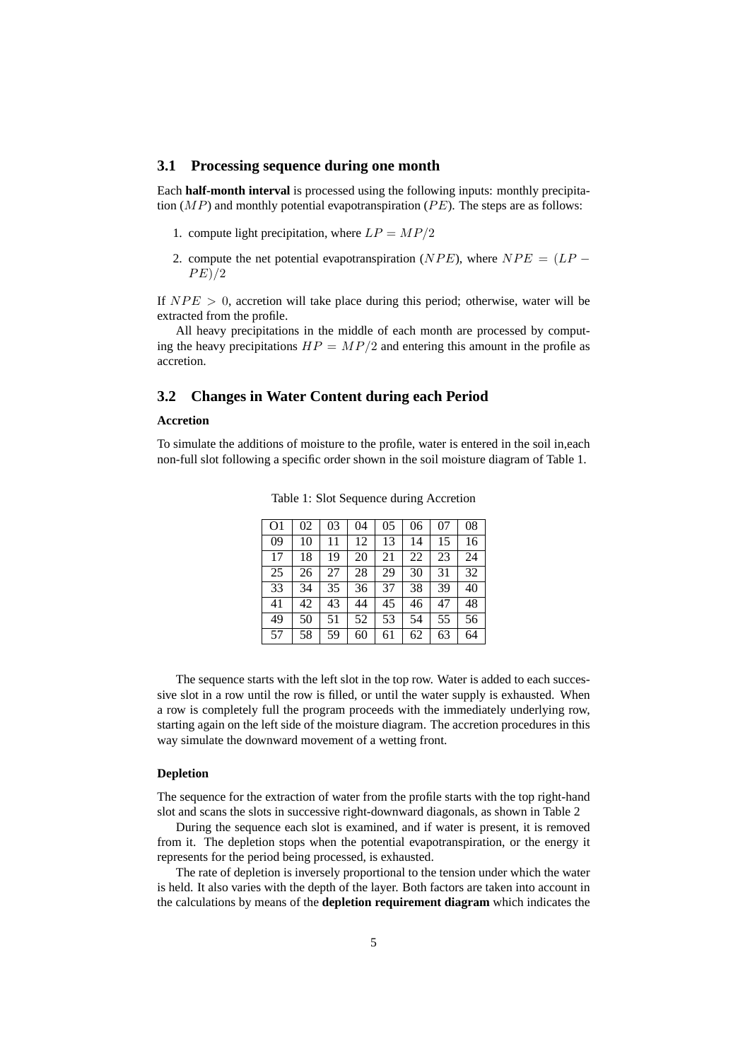### 3.1 Processing sequence during one month

Each **half-month interval** is processed using the following inputs: monthly precipitation ($MP$) and monthly potential evapotranspiration ($PE$). The steps are as follows:

1. compute light precipitation, where $LP = MP/2$
2. compute the net potential evapotranspiration ($NPE$), where $NPE = (LP - PE)/2$

If $NPE > 0$, accretion will take place during this period; otherwise, water will be extracted from the profile.

All heavy precipitations in the middle of each month are processed by computing the heavy precipitations $HP = MP/2$ and entering this amount in the profile as accretion.

### 3.2 Changes in Water Content during each Period

#### Accretion

To simulate the additions of moisture to the profile, water is entered in the soil in,each non-full slot following a specific order shown in the soil moisture diagram of Table 1.

Table 1: Slot Sequence during Accretion

| O1 | 02 | 03 | 04 | 05 | 06 | 07 | 08 |
|---|---|---|---|---|---|---|---|
| 09 | 10 | 11 | 12 | 13 | 14 | 15 | 16 |
| 17 | 18 | 19 | 20 | 21 | 22 | 23 | 24 |
| 25 | 26 | 27 | 28 | 29 | 30 | 31 | 32 |
| 33 | 34 | 35 | 36 | 37 | 38 | 39 | 40 |
| 41 | 42 | 43 | 44 | 45 | 46 | 47 | 48 |
| 49 | 50 | 51 | 52 | 53 | 54 | 55 | 56 |
| 57 | 58 | 59 | 60 | 61 | 62 | 63 | 64 |

The sequence starts with the left slot in the top row. Water is added to each successive slot in a row until the row is filled, or until the water supply is exhausted. When a row is completely full the program proceeds with the immediately underlying row, starting again on the left side of the moisture diagram. The accretion procedures in this way simulate the downward movement of a wetting front.

#### Depletion

The sequence for the extraction of water from the profile starts with the top right-hand slot and scans the slots in successive right-downward diagonals, as shown in Table 2

During the sequence each slot is examined, and if water is present, it is removed from it. The depletion stops when the potential evapotranspiration, or the energy it represents for the period being processed, is exhausted.

The rate of depletion is inversely proportional to the tension under which the water is held. It also varies with the depth of the layer. Both factors are taken into account in the calculations by means of the **depletion requirement diagram** which indicates the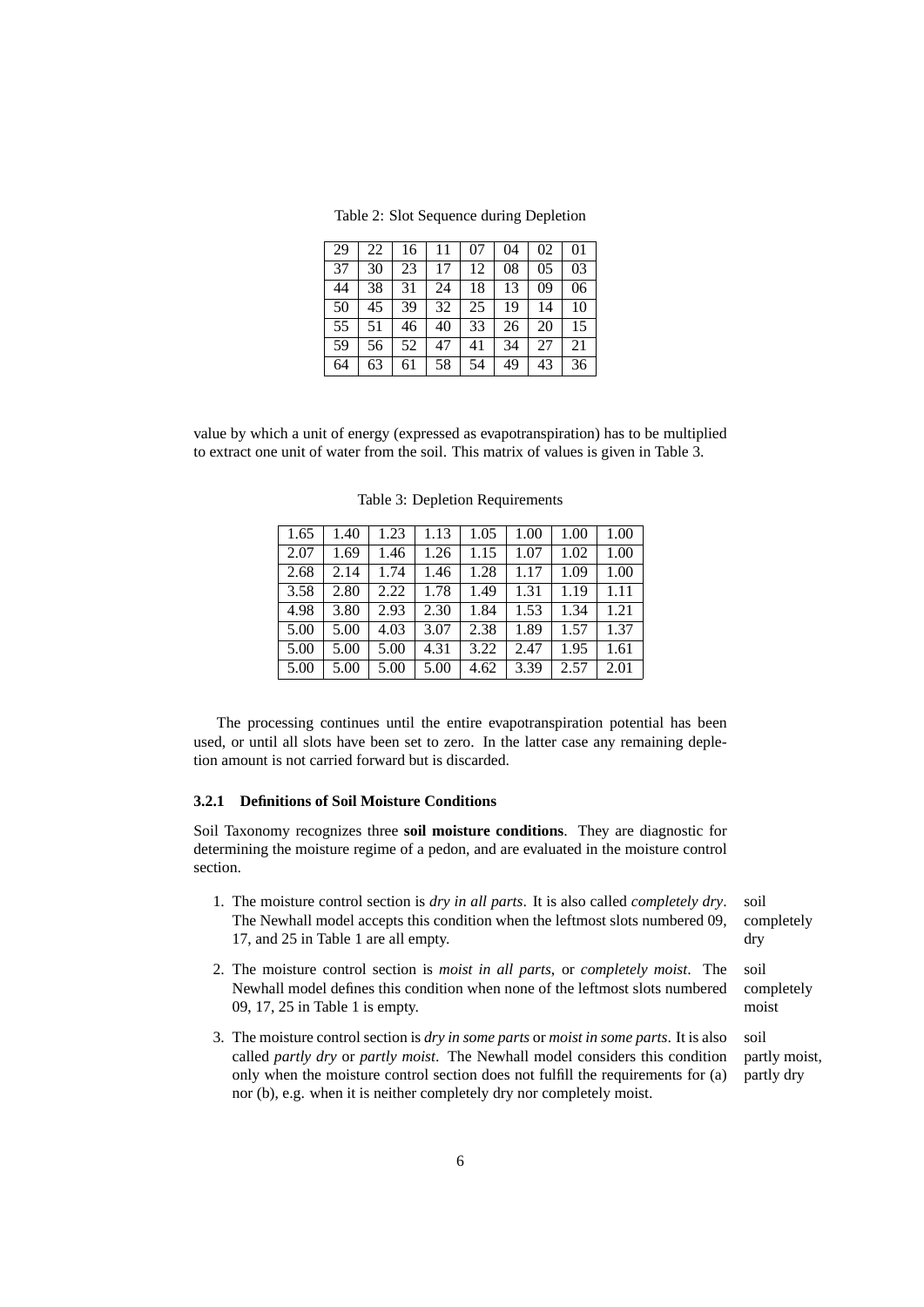Table 2: Slot Sequence during Depletion

| | | | | | | | |
|---|---|---|---|---|---|---|---|
| 29 | 22 | 16 | 11 | 07 | 04 | 02 | 01 |
| 37 | 30 | 23 | 17 | 12 | 08 | 05 | 03 |
| 44 | 38 | 31 | 24 | 18 | 13 | 09 | 06 |
| 50 | 45 | 39 | 32 | 25 | 19 | 14 | 10 |
| 55 | 51 | 46 | 40 | 33 | 26 | 20 | 15 |
| 59 | 56 | 52 | 47 | 41 | 34 | 27 | 21 |
| 64 | 63 | 61 | 58 | 54 | 49 | 43 | 36 |

value by which a unit of energy (expressed as evapotranspiration) has to be multiplied to extract one unit of water from the soil. This matrix of values is given in Table 3.

Table 3: Depletion Requirements

| | | | | | | | |
|---|---|---|---|---|---|---|---|
| 1.65 | 1.40 | 1.23 | 1.13 | 1.05 | 1.00 | 1.00 | 1.00 |
| 2.07 | 1.69 | 1.46 | 1.26 | 1.15 | 1.07 | 1.02 | 1.00 |
| 2.68 | 2.14 | 1.74 | 1.46 | 1.28 | 1.17 | 1.09 | 1.00 |
| 3.58 | 2.80 | 2.22 | 1.78 | 1.49 | 1.31 | 1.19 | 1.11 |
| 4.98 | 3.80 | 2.93 | 2.30 | 1.84 | 1.53 | 1.34 | 1.21 |
| 5.00 | 5.00 | 4.03 | 3.07 | 2.38 | 1.89 | 1.57 | 1.37 |
| 5.00 | 5.00 | 5.00 | 4.31 | 3.22 | 2.47 | 1.95 | 1.61 |
| 5.00 | 5.00 | 5.00 | 5.00 | 4.62 | 3.39 | 2.57 | 2.01 |

The processing continues until the entire evapotranspiration potential has been used, or until all slots have been set to zero. In the latter case any remaining depletion amount is not carried forward but is discarded.

### 3.2.1 Definitions of Soil Moisture Conditions

Soil Taxonomy recognizes three **soil moisture conditions**. They are diagnostic for determining the moisture regime of a pedon, and are evaluated in the moisture control section.

1. The moisture control section is *dry in all parts*. It is also called *completely dry*. The Newhall model accepts this condition when the leftmost slots numbered 09, 17, and 25 in Table 1 are all empty. *(soil completely dry)*

2. The moisture control section is *moist in all parts*, or *completely moist*. The Newhall model defines this condition when none of the leftmost slots numbered 09, 17, 25 in Table 1 is empty. *(soil completely moist)*

3. The moisture control section is *dry in some parts* or *moist in some parts*. It is also called *partly dry* or *partly moist*. The Newhall model considers this condition only when the moisture control section does not fulfill the requirements for (a) nor (b), e.g. when it is neither completely dry nor completely moist. *(soil partly moist, partly dry)*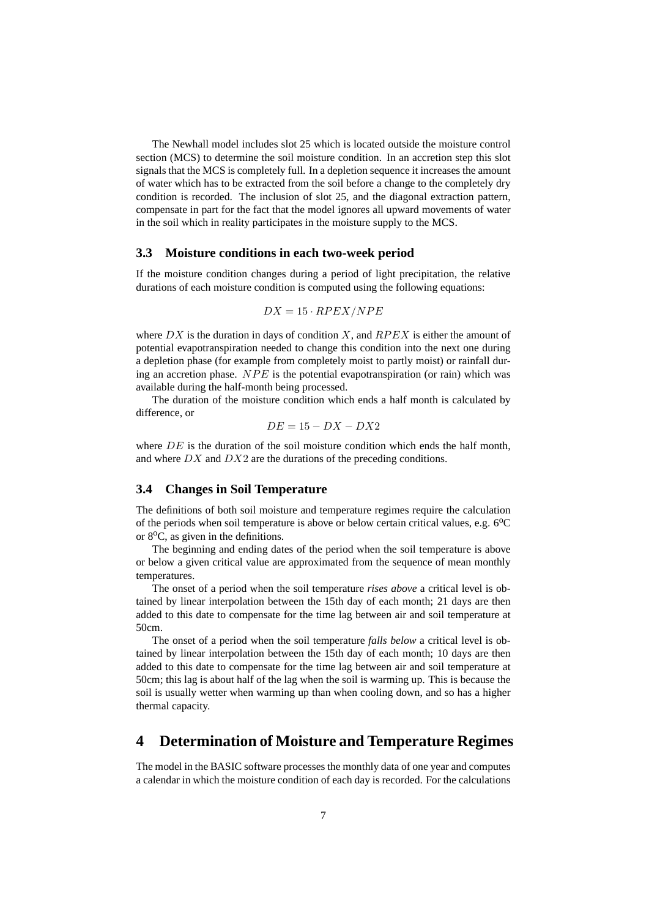The Newhall model includes slot 25 which is located outside the moisture control section (MCS) to determine the soil moisture condition. In an accretion step this slot signals that the MCS is completely full. In a depletion sequence it increases the amount of water which has to be extracted from the soil before a change to the completely dry condition is recorded. The inclusion of slot 25, and the diagonal extraction pattern, compensate in part for the fact that the model ignores all upward movements of water in the soil which in reality participates in the moisture supply to the MCS.

### 3.3 Moisture conditions in each two-week period

If the moisture condition changes during a period of light precipitation, the relative durations of each moisture condition is computed using the following equations:

$$DX = 15 \cdot RPEX/NPE$$

where $DX$ is the duration in days of condition $X$, and $RPEX$ is either the amount of potential evapotranspiration needed to change this condition into the next one during a depletion phase (for example from completely moist to partly moist) or rainfall during an accretion phase. $NPE$ is the potential evapotranspiration (or rain) which was available during the half-month being processed.

The duration of the moisture condition which ends a half month is calculated by difference, or

$$DE = 15 - DX - DX2$$

where $DE$ is the duration of the soil moisture condition which ends the half month, and where $DX$ and $DX2$ are the durations of the preceding conditions.

### 3.4 Changes in Soil Temperature

The definitions of both soil moisture and temperature regimes require the calculation of the periods when soil temperature is above or below certain critical values, e.g. $6^{o}$C or $8^{o}$C, as given in the definitions.

The beginning and ending dates of the period when the soil temperature is above or below a given critical value are approximated from the sequence of mean monthly temperatures.

The onset of a period when the soil temperature *rises above* a critical level is obtained by linear interpolation between the 15th day of each month; 21 days are then added to this date to compensate for the time lag between air and soil temperature at 50cm.

The onset of a period when the soil temperature *falls below* a critical level is obtained by linear interpolation between the 15th day of each month; 10 days are then added to this date to compensate for the time lag between air and soil temperature at 50cm; this lag is about half of the lag when the soil is warming up. This is because the soil is usually wetter when warming up than when cooling down, and so has a higher thermal capacity.

## 4 Determination of Moisture and Temperature Regimes

The model in the BASIC software processes the monthly data of one year and computes a calendar in which the moisture condition of each day is recorded. For the calculations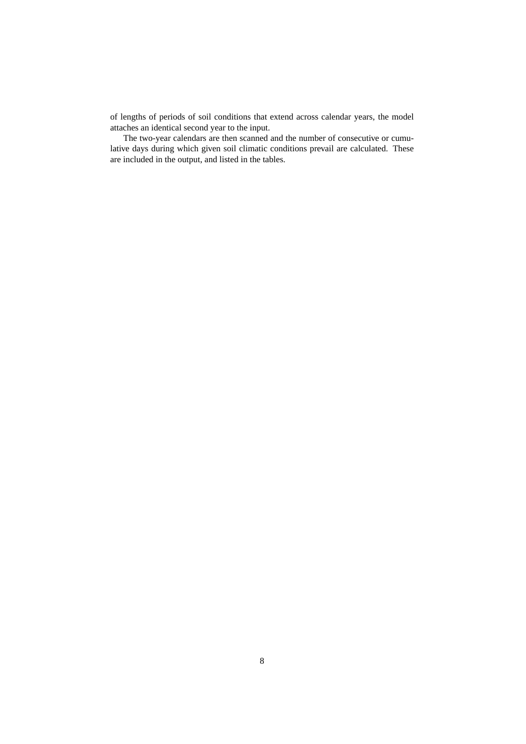of lengths of periods of soil conditions that extend across calendar years, the model attaches an identical second year to the input.

The two-year calendars are then scanned and the number of consecutive or cumulative days during which given soil climatic conditions prevail are calculated. These are included in the output, and listed in the tables.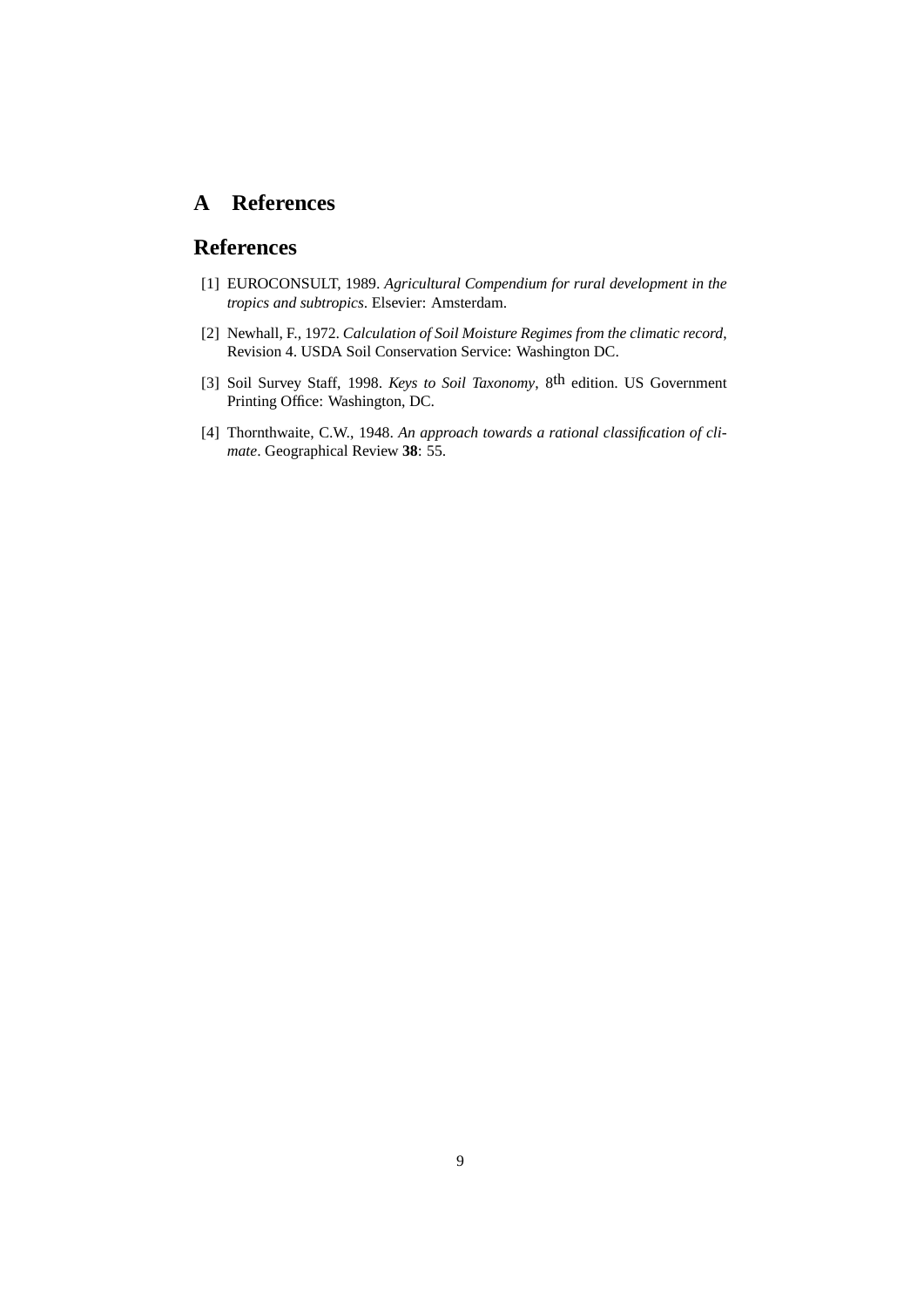# A References

## References

[1] EUROCONSULT, 1989. *Agricultural Compendium for rural development in the tropics and subtropics*. Elsevier: Amsterdam.

[2] Newhall, F., 1972. *Calculation of Soil Moisture Regimes from the climatic record*, Revision 4. USDA Soil Conservation Service: Washington DC.

[3] Soil Survey Staff, 1998. *Keys to Soil Taxonomy*, $8^{th}$ edition. US Government Printing Office: Washington, DC.

[4] Thornthwaite, C.W., 1948. *An approach towards a rational classification of climate*. Geographical Review **38**: 55.